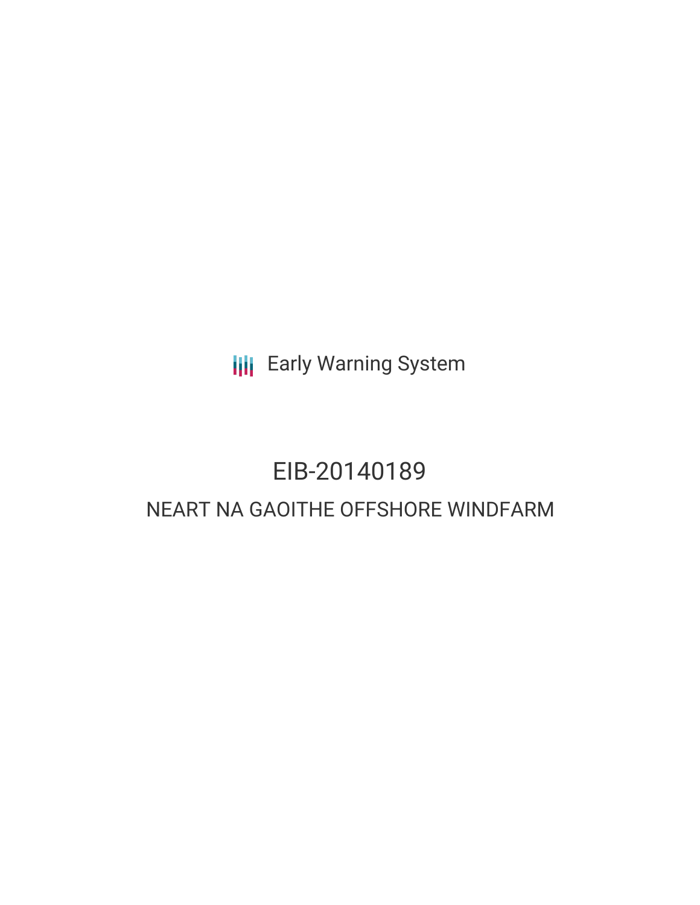Early Warning System

# EIB-20140189

## NEART NA GAOITHE OFFSHORE WINDFARM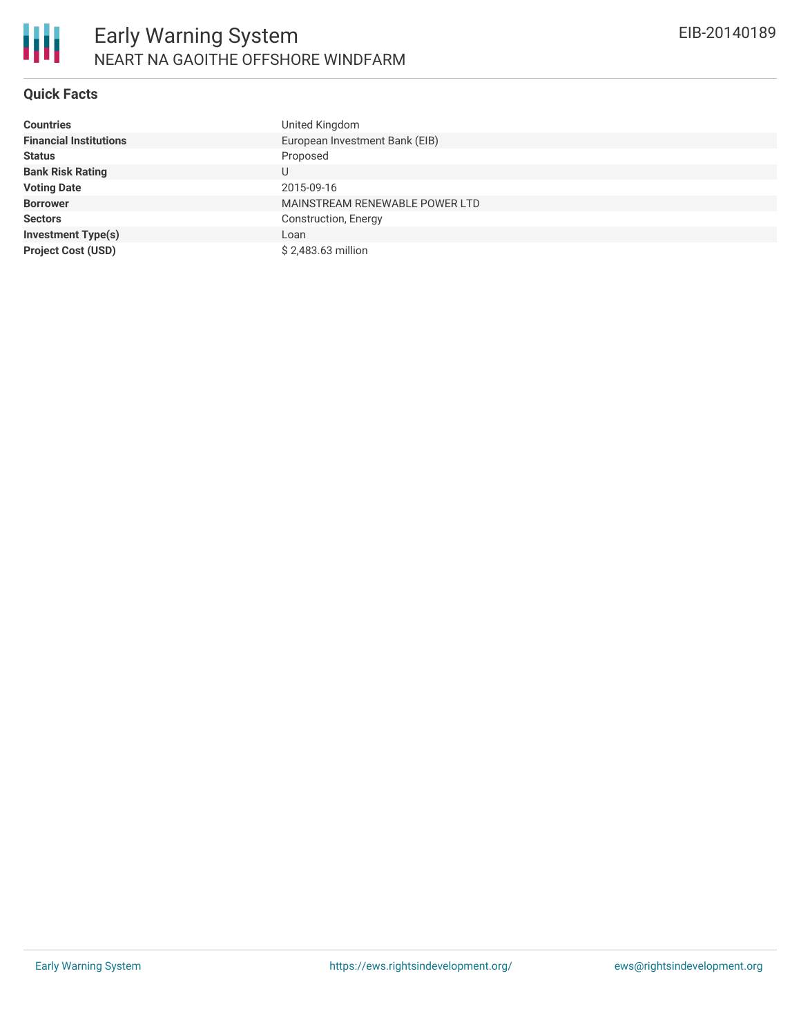# Early Warning System

## NEART NA GAOITHE OFFSHORE WINDFARM

EIB-20140189

### Quick Facts

| | |
|---|---|
| **Countries** | United Kingdom |
| **Financial Institutions** | European Investment Bank (EIB) |
| **Status** | Proposed |
| **Bank Risk Rating** | U |
| **Voting Date** | 2015-09-16 |
| **Borrower** | MAINSTREAM RENEWABLE POWER LTD |
| **Sectors** | Construction, Energy |
| **Investment Type(s)** | Loan |
| **Project Cost (USD)** | $ 2,483.63 million |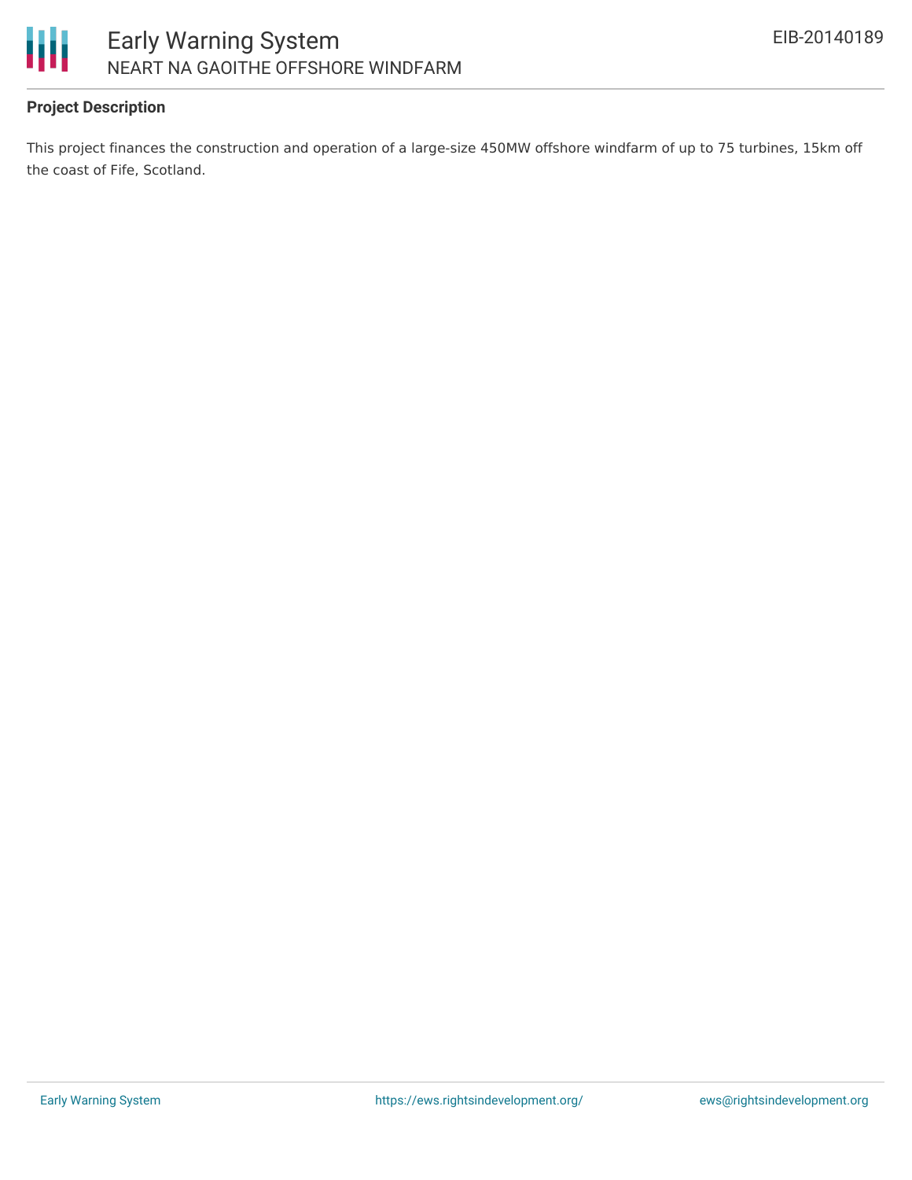**Project Description**

This project finances the construction and operation of a large-size 450MW offshore windfarm of up to 75 turbines, 15km off the coast of Fife, Scotland.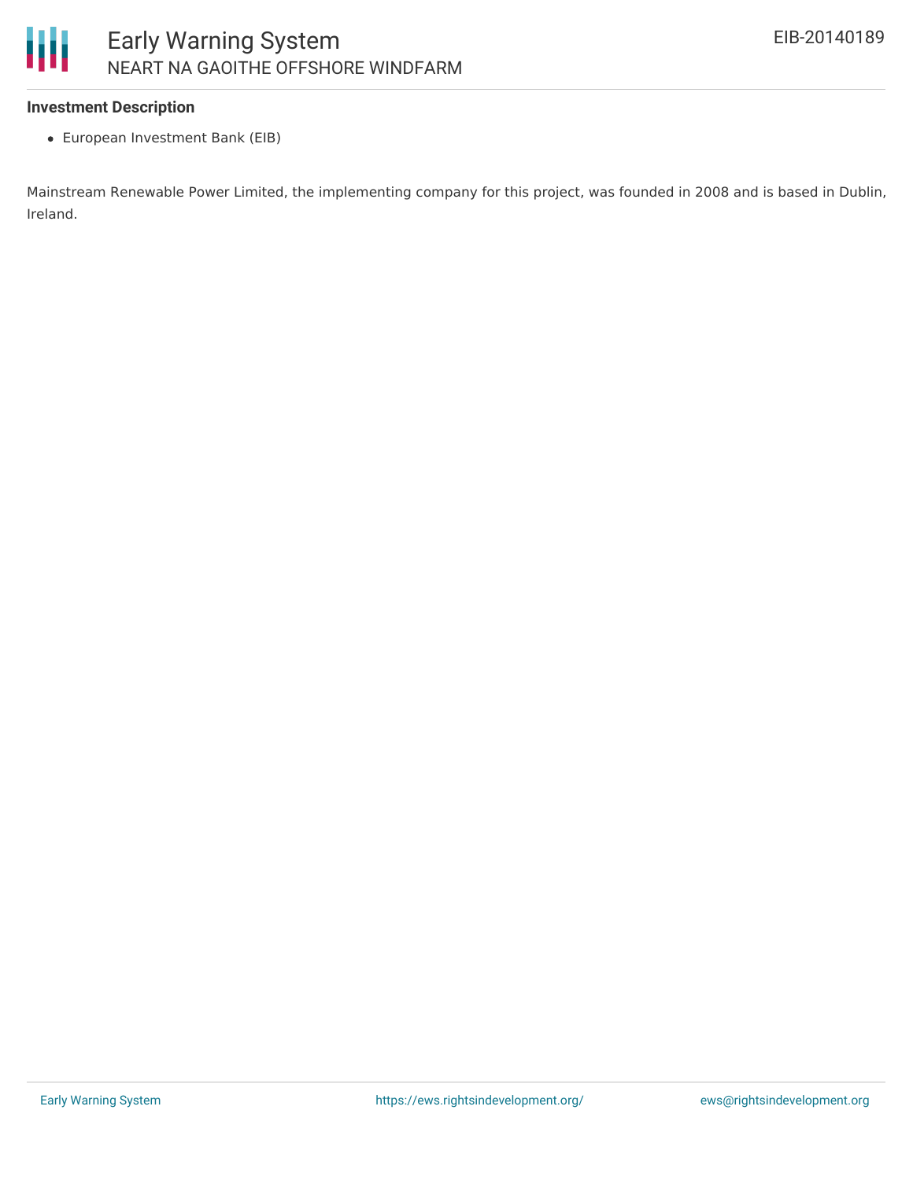### Investment Description

- European Investment Bank (EIB)

Mainstream Renewable Power Limited, the implementing company for this project, was founded in 2008 and is based in Dublin, Ireland.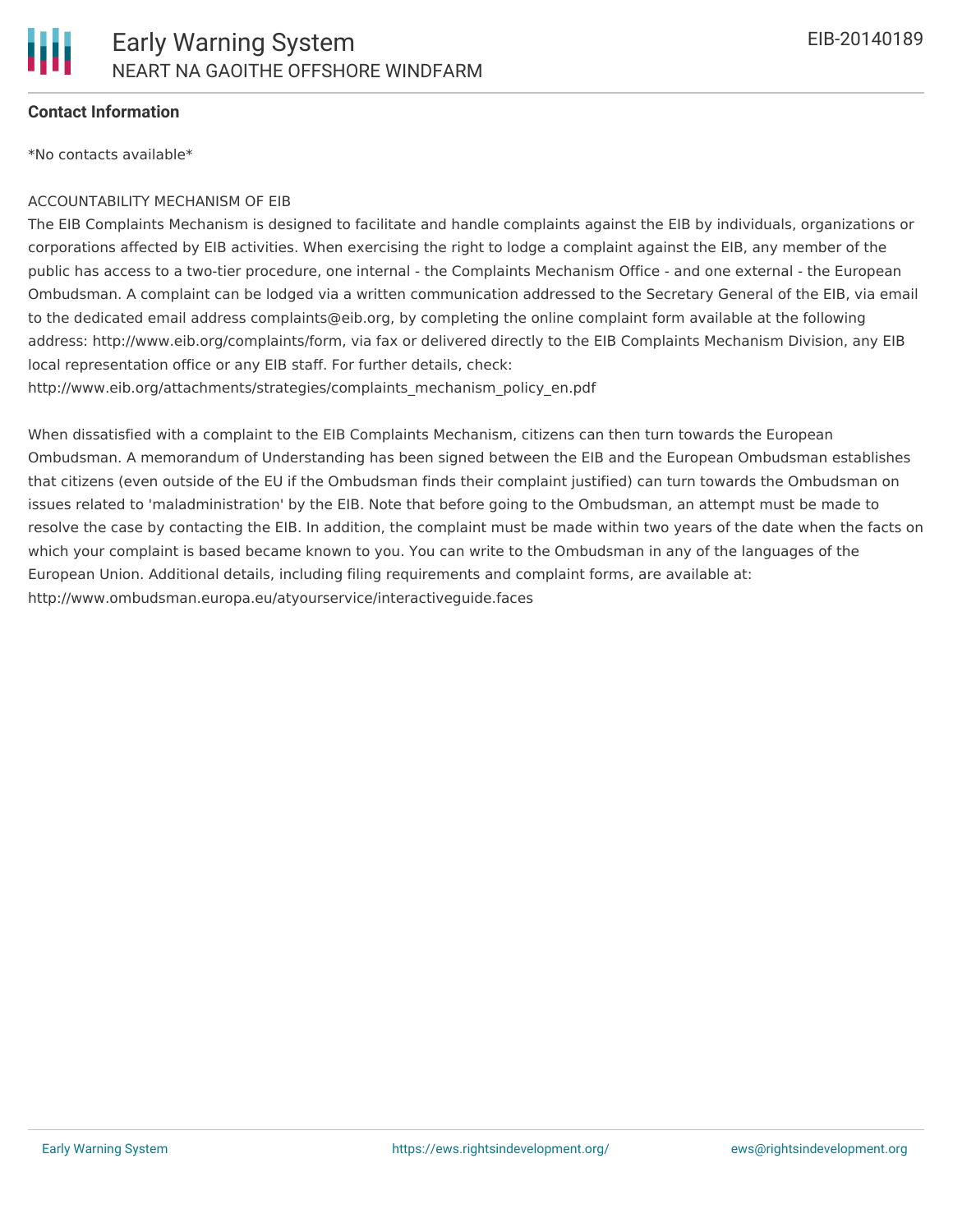**Contact Information**

*No contacts available*

ACCOUNTABILITY MECHANISM OF EIB

The EIB Complaints Mechanism is designed to facilitate and handle complaints against the EIB by individuals, organizations or corporations affected by EIB activities. When exercising the right to lodge a complaint against the EIB, any member of the public has access to a two-tier procedure, one internal - the Complaints Mechanism Office - and one external - the European Ombudsman. A complaint can be lodged via a written communication addressed to the Secretary General of the EIB, via email to the dedicated email address complaints@eib.org, by completing the online complaint form available at the following address: http://www.eib.org/complaints/form, via fax or delivered directly to the EIB Complaints Mechanism Division, any EIB local representation office or any EIB staff. For further details, check: http://www.eib.org/attachments/strategies/complaints_mechanism_policy_en.pdf

When dissatisfied with a complaint to the EIB Complaints Mechanism, citizens can then turn towards the European Ombudsman. A memorandum of Understanding has been signed between the EIB and the European Ombudsman establishes that citizens (even outside of the EU if the Ombudsman finds their complaint justified) can turn towards the Ombudsman on issues related to 'maladministration' by the EIB. Note that before going to the Ombudsman, an attempt must be made to resolve the case by contacting the EIB. In addition, the complaint must be made within two years of the date when the facts on which your complaint is based became known to you. You can write to the Ombudsman in any of the languages of the European Union. Additional details, including filing requirements and complaint forms, are available at: http://www.ombudsman.europa.eu/atyourservice/interactiveguide.faces